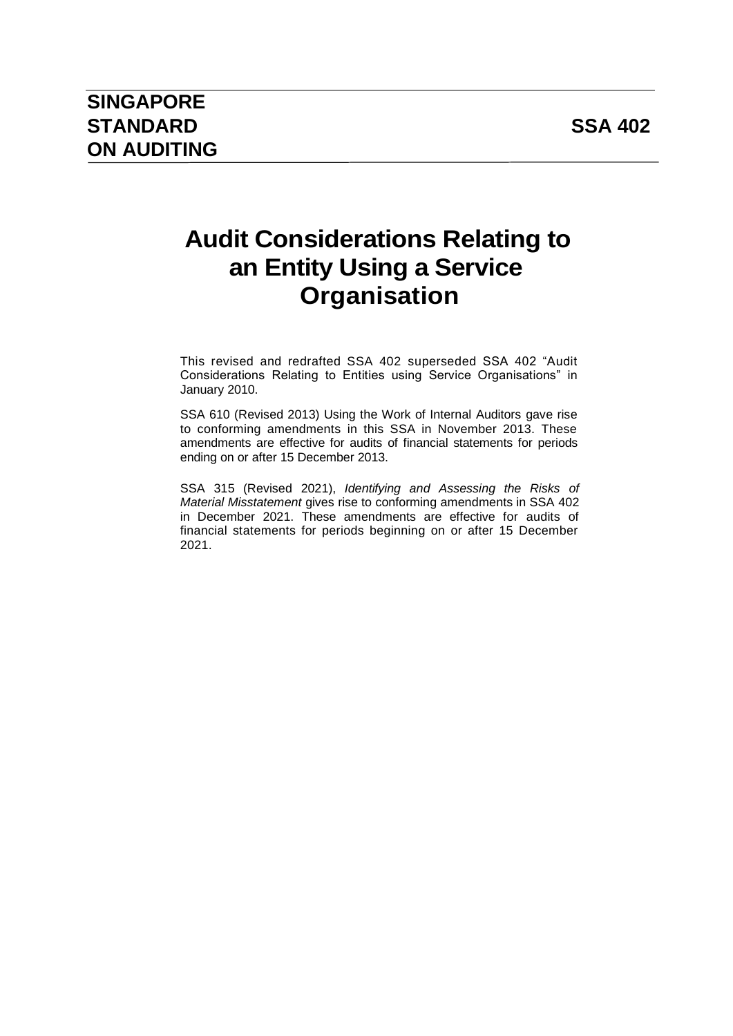**SINGAPORE STANDARD ON AUDITING**

**SSA 402**

# Audit Considerations Relating to an Entity Using a Service Organisation

This revised and redrafted SSA 402 superseded SSA 402 "Audit Considerations Relating to Entities using Service Organisations" in January 2010.

SSA 610 (Revised 2013) Using the Work of Internal Auditors gave rise to conforming amendments in this SSA in November 2013. These amendments are effective for audits of financial statements for periods ending on or after 15 December 2013.

SSA 315 (Revised 2021), *Identifying and Assessing the Risks of Material Misstatement* gives rise to conforming amendments in SSA 402 in December 2021. These amendments are effective for audits of financial statements for periods beginning on or after 15 December 2021.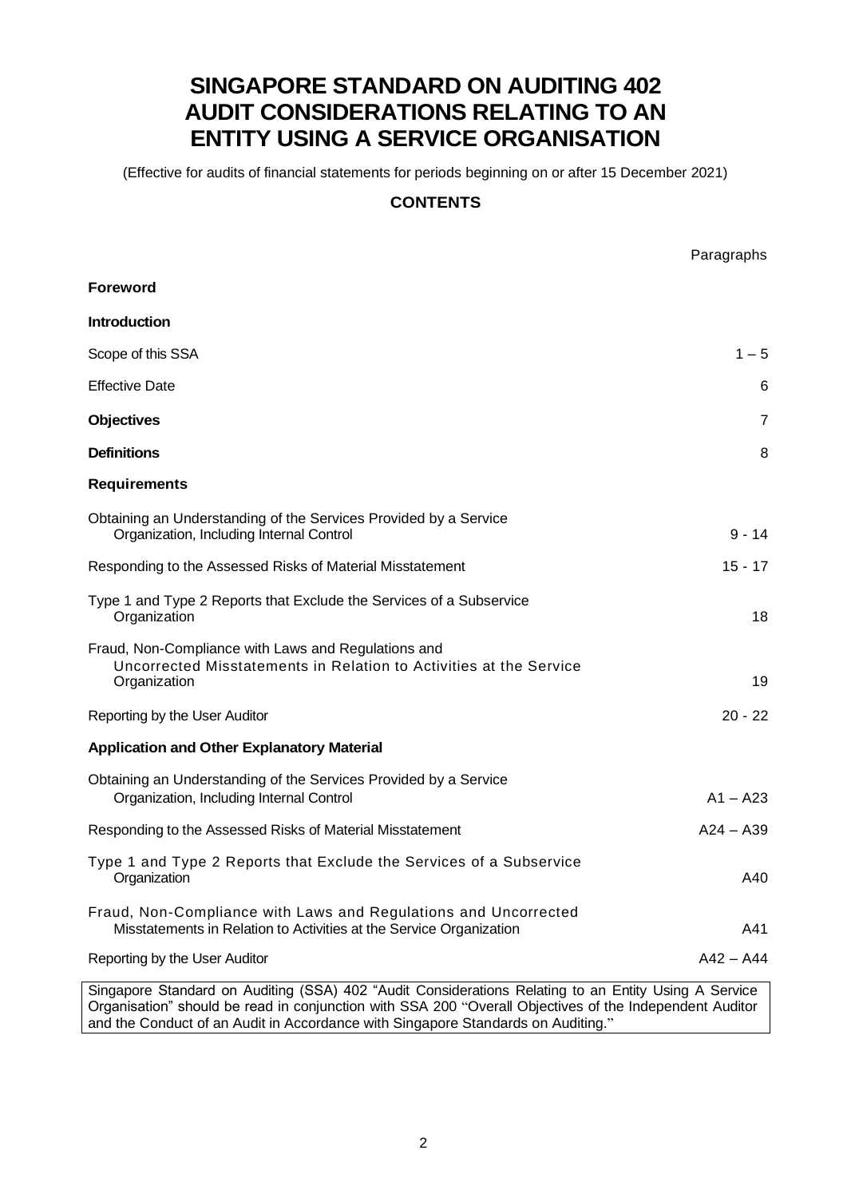# SINGAPORE STANDARD ON AUDITING 402 AUDIT CONSIDERATIONS RELATING TO AN ENTITY USING A SERVICE ORGANISATION

(Effective for audits of financial statements for periods beginning on or after 15 December 2021)

## CONTENTS

| | Paragraphs |
|---|---|
| **Foreword** | |
| **Introduction** | |
| Scope of this SSA | 1 – 5 |
| Effective Date | 6 |
| **Objectives** | 7 |
| **Definitions** | 8 |
| **Requirements** | |
| Obtaining an Understanding of the Services Provided by a Service Organization, Including Internal Control | 9 - 14 |
| Responding to the Assessed Risks of Material Misstatement | 15 - 17 |
| Type 1 and Type 2 Reports that Exclude the Services of a Subservice Organization | 18 |
| Fraud, Non-Compliance with Laws and Regulations and Uncorrected Misstatements in Relation to Activities at the Service Organization | 19 |
| Reporting by the User Auditor | 20 - 22 |
| **Application and Other Explanatory Material** | |
| Obtaining an Understanding of the Services Provided by a Service Organization, Including Internal Control | A1 – A23 |
| Responding to the Assessed Risks of Material Misstatement | A24 – A39 |
| Type 1 and Type 2 Reports that Exclude the Services of a Subservice Organization | A40 |
| Fraud, Non-Compliance with Laws and Regulations and Uncorrected Misstatements in Relation to Activities at the Service Organization | A41 |
| Reporting by the User Auditor | A42 – A44 |

Singapore Standard on Auditing (SSA) 402 "Audit Considerations Relating to an Entity Using A Service Organisation" should be read in conjunction with SSA 200 "Overall Objectives of the Independent Auditor and the Conduct of an Audit in Accordance with Singapore Standards on Auditing."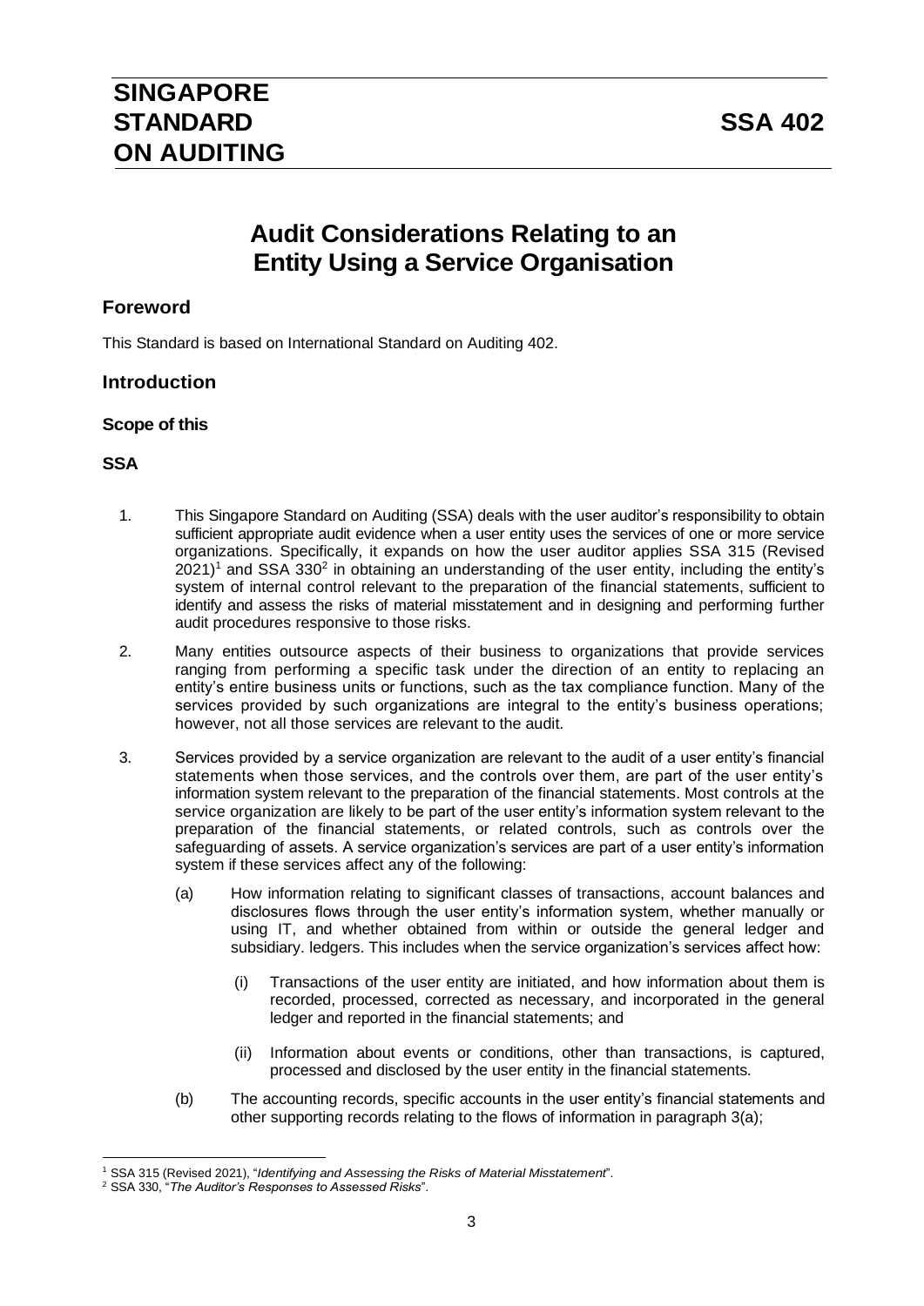# SINGAPORE STANDARD ON AUDITING

# SSA 402

## Audit Considerations Relating to an Entity Using a Service Organisation

### Foreword

This Standard is based on International Standard on Auditing 402.

### Introduction

#### Scope of this SSA

1. This Singapore Standard on Auditing (SSA) deals with the user auditor's responsibility to obtain sufficient appropriate audit evidence when a user entity uses the services of one or more service organizations. Specifically, it expands on how the user auditor applies SSA 315 (Revised 2021)[1] and SSA 330[2] in obtaining an understanding of the user entity, including the entity's system of internal control relevant to the preparation of the financial statements, sufficient to identify and assess the risks of material misstatement and in designing and performing further audit procedures responsive to those risks.

2. Many entities outsource aspects of their business to organizations that provide services ranging from performing a specific task under the direction of an entity to replacing an entity's entire business units or functions, such as the tax compliance function. Many of the services provided by such organizations are integral to the entity's business operations; however, not all those services are relevant to the audit.

3. Services provided by a service organization are relevant to the audit of a user entity's financial statements when those services, and the controls over them, are part of the user entity's information system relevant to the preparation of the financial statements. Most controls at the service organization are likely to be part of the user entity's information system relevant to the preparation of the financial statements, or related controls, such as controls over the safeguarding of assets. A service organization's services are part of a user entity's information system if these services affect any of the following:

   (a) How information relating to significant classes of transactions, account balances and disclosures flows through the user entity's information system, whether manually or using IT, and whether obtained from within or outside the general ledger and subsidiary. ledgers. This includes when the service organization's services affect how:

      (i) Transactions of the user entity are initiated, and how information about them is recorded, processed, corrected as necessary, and incorporated in the general ledger and reported in the financial statements; and

      (ii) Information about events or conditions, other than transactions, is captured, processed and disclosed by the user entity in the financial statements.

   (b) The accounting records, specific accounts in the user entity's financial statements and other supporting records relating to the flows of information in paragraph 3(a);

---

[1] SSA 315 (Revised 2021), "*Identifying and Assessing the Risks of Material Misstatement*".

[2] SSA 330, "*The Auditor's Responses to Assessed Risks*".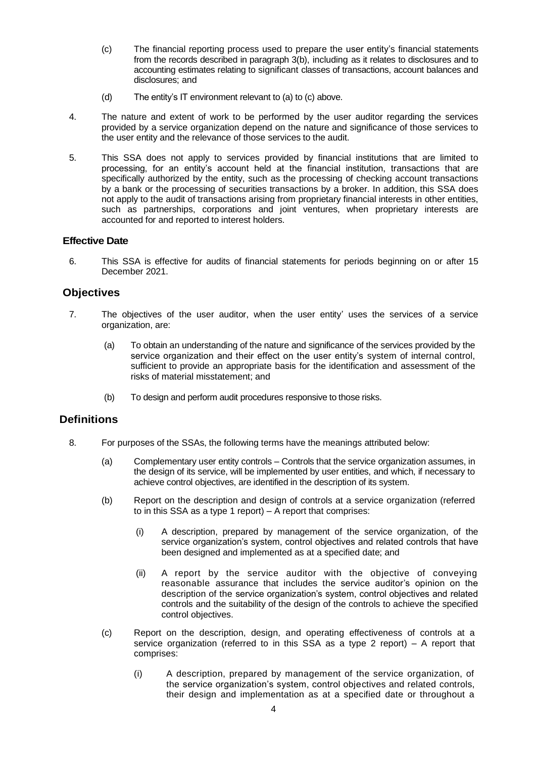(c) The financial reporting process used to prepare the user entity's financial statements from the records described in paragraph 3(b), including as it relates to disclosures and to accounting estimates relating to significant classes of transactions, account balances and disclosures; and

(d) The entity's IT environment relevant to (a) to (c) above.

4. The nature and extent of work to be performed by the user auditor regarding the services provided by a service organization depend on the nature and significance of those services to the user entity and the relevance of those services to the audit.

5. This SSA does not apply to services provided by financial institutions that are limited to processing, for an entity's account held at the financial institution, transactions that are specifically authorized by the entity, such as the processing of checking account transactions by a bank or the processing of securities transactions by a broker. In addition, this SSA does not apply to the audit of transactions arising from proprietary financial interests in other entities, such as partnerships, corporations and joint ventures, when proprietary interests are accounted for and reported to interest holders.

### Effective Date

6. This SSA is effective for audits of financial statements for periods beginning on or after 15 December 2021.

## Objectives

7. The objectives of the user auditor, when the user entity' uses the services of a service organization, are:

   (a) To obtain an understanding of the nature and significance of the services provided by the service organization and their effect on the user entity's system of internal control, sufficient to provide an appropriate basis for the identification and assessment of the risks of material misstatement; and

   (b) To design and perform audit procedures responsive to those risks.

## Definitions

8. For purposes of the SSAs, the following terms have the meanings attributed below:

   (a) Complementary user entity controls – Controls that the service organization assumes, in the design of its service, will be implemented by user entities, and which, if necessary to achieve control objectives, are identified in the description of its system.

   (b) Report on the description and design of controls at a service organization (referred to in this SSA as a type 1 report) – A report that comprises:

      (i) A description, prepared by management of the service organization, of the service organization's system, control objectives and related controls that have been designed and implemented as at a specified date; and

      (ii) A report by the service auditor with the objective of conveying reasonable assurance that includes the service auditor's opinion on the description of the service organization's system, control objectives and related controls and the suitability of the design of the controls to achieve the specified control objectives.

   (c) Report on the description, design, and operating effectiveness of controls at a service organization (referred to in this SSA as a type 2 report) – A report that comprises:

      (i) A description, prepared by management of the service organization, of the service organization's system, control objectives and related controls, their design and implementation as at a specified date or throughout a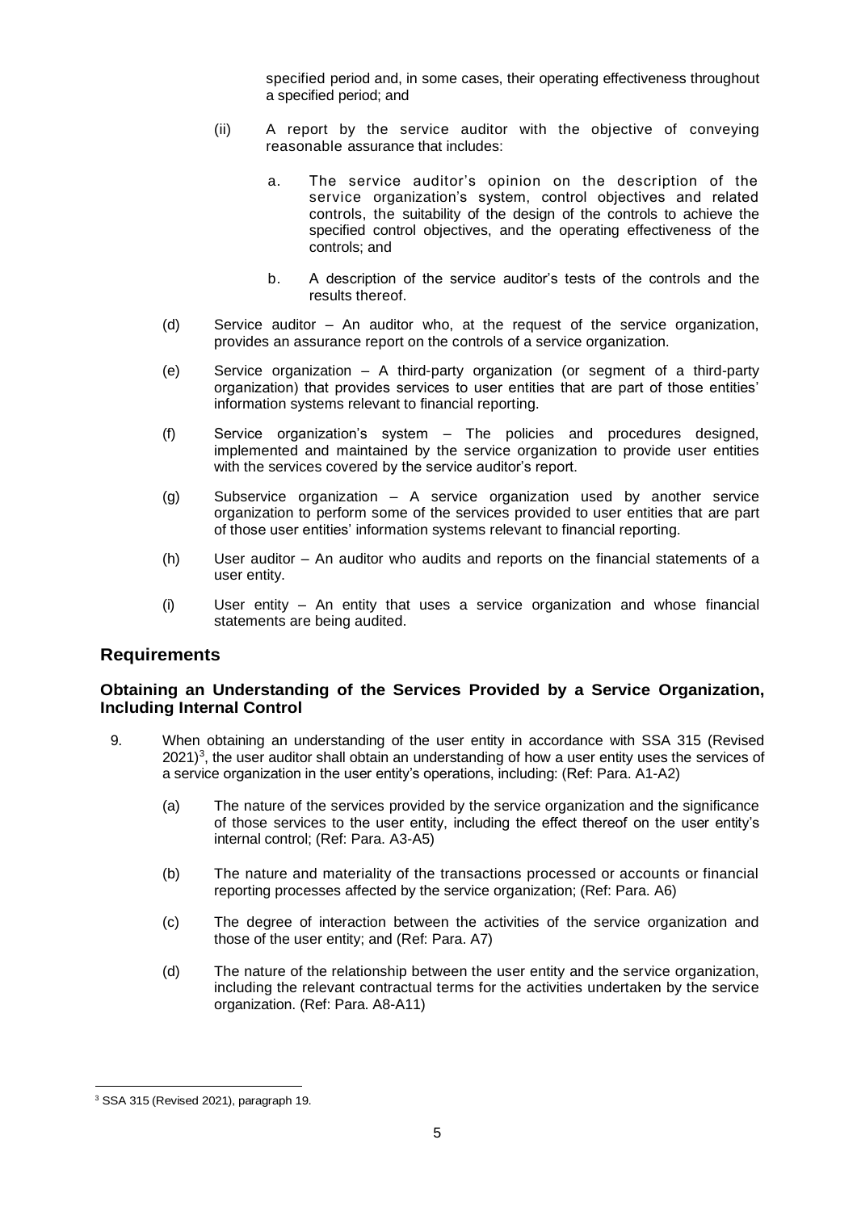specified period and, in some cases, their operating effectiveness throughout a specified period; and

(ii) A report by the service auditor with the objective of conveying reasonable assurance that includes:

a. The service auditor's opinion on the description of the service organization's system, control objectives and related controls, the suitability of the design of the controls to achieve the specified control objectives, and the operating effectiveness of the controls; and

b. A description of the service auditor's tests of the controls and the results thereof.

(d) Service auditor – An auditor who, at the request of the service organization, provides an assurance report on the controls of a service organization.

(e) Service organization – A third-party organization (or segment of a third-party organization) that provides services to user entities that are part of those entities' information systems relevant to financial reporting.

(f) Service organization's system – The policies and procedures designed, implemented and maintained by the service organization to provide user entities with the services covered by the service auditor's report.

(g) Subservice organization – A service organization used by another service organization to perform some of the services provided to user entities that are part of those user entities' information systems relevant to financial reporting.

(h) User auditor – An auditor who audits and reports on the financial statements of a user entity.

(i) User entity – An entity that uses a service organization and whose financial statements are being audited.

## Requirements

### Obtaining an Understanding of the Services Provided by a Service Organization, Including Internal Control

9. When obtaining an understanding of the user entity in accordance with SSA 315 (Revised 2021)[3], the user auditor shall obtain an understanding of how a user entity uses the services of a service organization in the user entity's operations, including: (Ref: Para. A1-A2)

   (a) The nature of the services provided by the service organization and the significance of those services to the user entity, including the effect thereof on the user entity's internal control; (Ref: Para. A3-A5)

   (b) The nature and materiality of the transactions processed or accounts or financial reporting processes affected by the service organization; (Ref: Para. A6)

   (c) The degree of interaction between the activities of the service organization and those of the user entity; and (Ref: Para. A7)

   (d) The nature of the relationship between the user entity and the service organization, including the relevant contractual terms for the activities undertaken by the service organization. (Ref: Para. A8-A11)

[3] SSA 315 (Revised 2021), paragraph 19.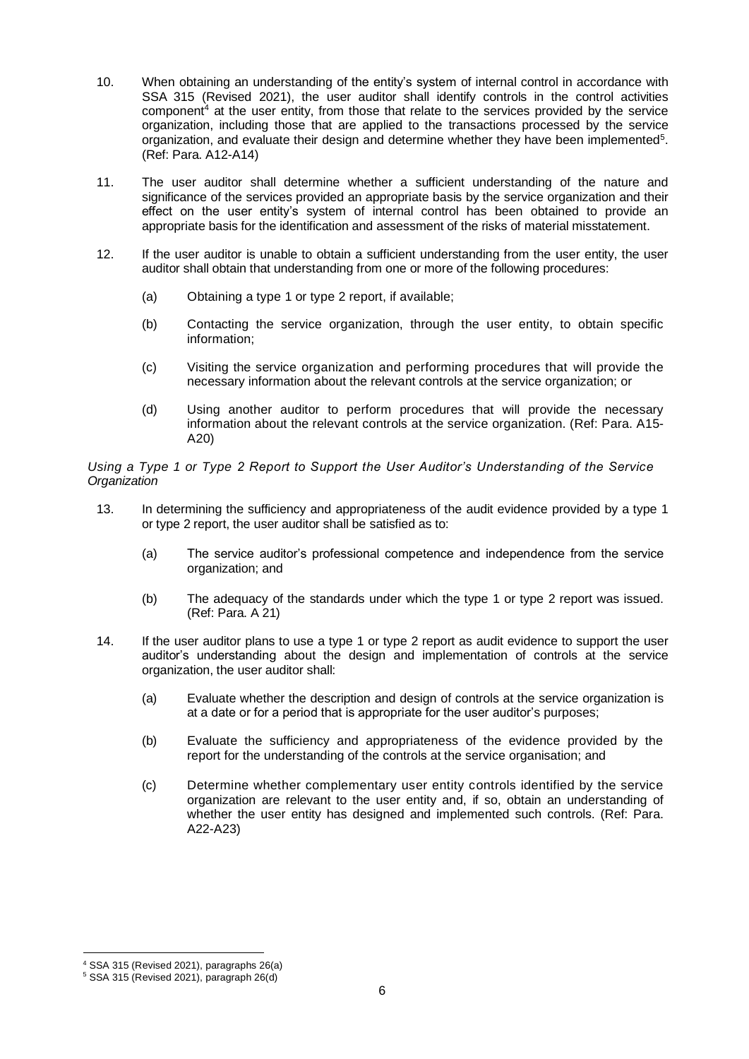10. When obtaining an understanding of the entity's system of internal control in accordance with SSA 315 (Revised 2021), the user auditor shall identify controls in the control activities component[4] at the user entity, from those that relate to the services provided by the service organization, including those that are applied to the transactions processed by the service organization, and evaluate their design and determine whether they have been implemented[5]. (Ref: Para. A12-A14)

11. The user auditor shall determine whether a sufficient understanding of the nature and significance of the services provided an appropriate basis by the service organization and their effect on the user entity's system of internal control has been obtained to provide an appropriate basis for the identification and assessment of the risks of material misstatement.

12. If the user auditor is unable to obtain a sufficient understanding from the user entity, the user auditor shall obtain that understanding from one or more of the following procedures:

    (a) Obtaining a type 1 or type 2 report, if available;

    (b) Contacting the service organization, through the user entity, to obtain specific information;

    (c) Visiting the service organization and performing procedures that will provide the necessary information about the relevant controls at the service organization; or

    (d) Using another auditor to perform procedures that will provide the necessary information about the relevant controls at the service organization. (Ref: Para. A15-A20)

*Using a Type 1 or Type 2 Report to Support the User Auditor's Understanding of the Service Organization*

13. In determining the sufficiency and appropriateness of the audit evidence provided by a type 1 or type 2 report, the user auditor shall be satisfied as to:

    (a) The service auditor's professional competence and independence from the service organization; and

    (b) The adequacy of the standards under which the type 1 or type 2 report was issued. (Ref: Para. A 21)

14. If the user auditor plans to use a type 1 or type 2 report as audit evidence to support the user auditor's understanding about the design and implementation of controls at the service organization, the user auditor shall:

    (a) Evaluate whether the description and design of controls at the service organization is at a date or for a period that is appropriate for the user auditor's purposes;

    (b) Evaluate the sufficiency and appropriateness of the evidence provided by the report for the understanding of the controls at the service organisation; and

    (c) Determine whether complementary user entity controls identified by the service organization are relevant to the user entity and, if so, obtain an understanding of whether the user entity has designed and implemented such controls. (Ref: Para. A22-A23)

---

[4] SSA 315 (Revised 2021), paragraphs 26(a)

[5] SSA 315 (Revised 2021), paragraph 26(d)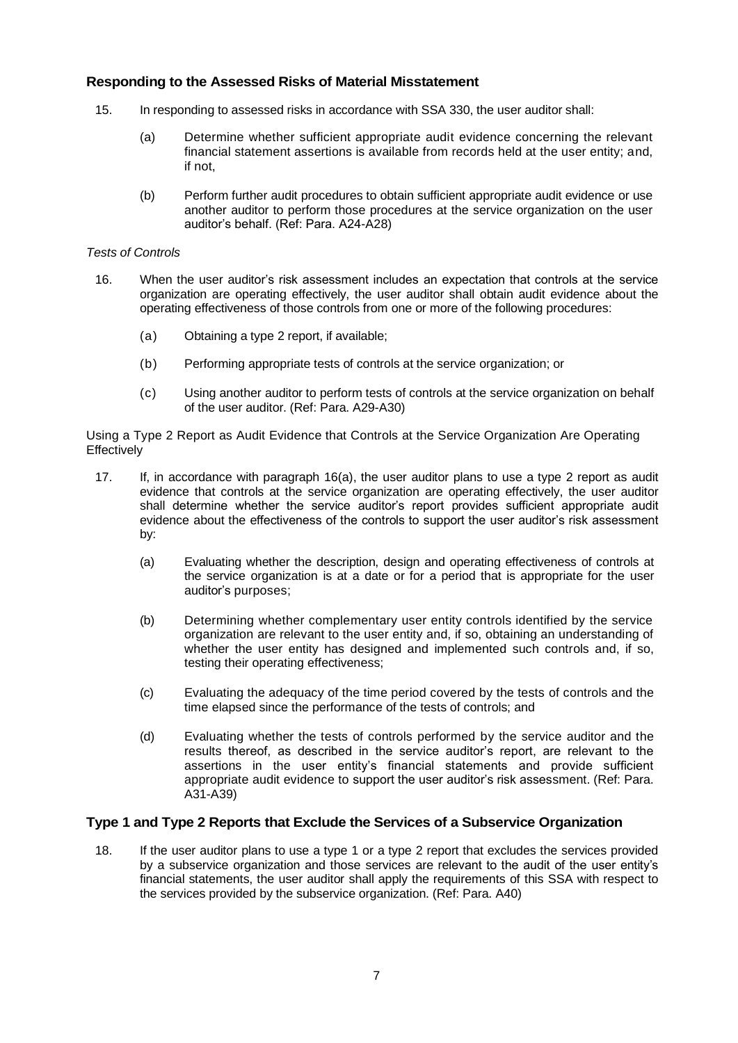## Responding to the Assessed Risks of Material Misstatement

15. In responding to assessed risks in accordance with SSA 330, the user auditor shall:

    (a) Determine whether sufficient appropriate audit evidence concerning the relevant financial statement assertions is available from records held at the user entity; and, if not,

    (b) Perform further audit procedures to obtain sufficient appropriate audit evidence or use another auditor to perform those procedures at the service organization on the user auditor's behalf. (Ref: Para. A24-A28)

*Tests of Controls*

16. When the user auditor's risk assessment includes an expectation that controls at the service organization are operating effectively, the user auditor shall obtain audit evidence about the operating effectiveness of those controls from one or more of the following procedures:

    (a) Obtaining a type 2 report, if available;

    (b) Performing appropriate tests of controls at the service organization; or

    (c) Using another auditor to perform tests of controls at the service organization on behalf of the user auditor. (Ref: Para. A29-A30)

Using a Type 2 Report as Audit Evidence that Controls at the Service Organization Are Operating Effectively

17. If, in accordance with paragraph 16(a), the user auditor plans to use a type 2 report as audit evidence that controls at the service organization are operating effectively, the user auditor shall determine whether the service auditor's report provides sufficient appropriate audit evidence about the effectiveness of the controls to support the user auditor's risk assessment by:

    (a) Evaluating whether the description, design and operating effectiveness of controls at the service organization is at a date or for a period that is appropriate for the user auditor's purposes;

    (b) Determining whether complementary user entity controls identified by the service organization are relevant to the user entity and, if so, obtaining an understanding of whether the user entity has designed and implemented such controls and, if so, testing their operating effectiveness;

    (c) Evaluating the adequacy of the time period covered by the tests of controls and the time elapsed since the performance of the tests of controls; and

    (d) Evaluating whether the tests of controls performed by the service auditor and the results thereof, as described in the service auditor's report, are relevant to the assertions in the user entity's financial statements and provide sufficient appropriate audit evidence to support the user auditor's risk assessment. (Ref: Para. A31-A39)

## Type 1 and Type 2 Reports that Exclude the Services of a Subservice Organization

18. If the user auditor plans to use a type 1 or a type 2 report that excludes the services provided by a subservice organization and those services are relevant to the audit of the user entity's financial statements, the user auditor shall apply the requirements of this SSA with respect to the services provided by the subservice organization. (Ref: Para. A40)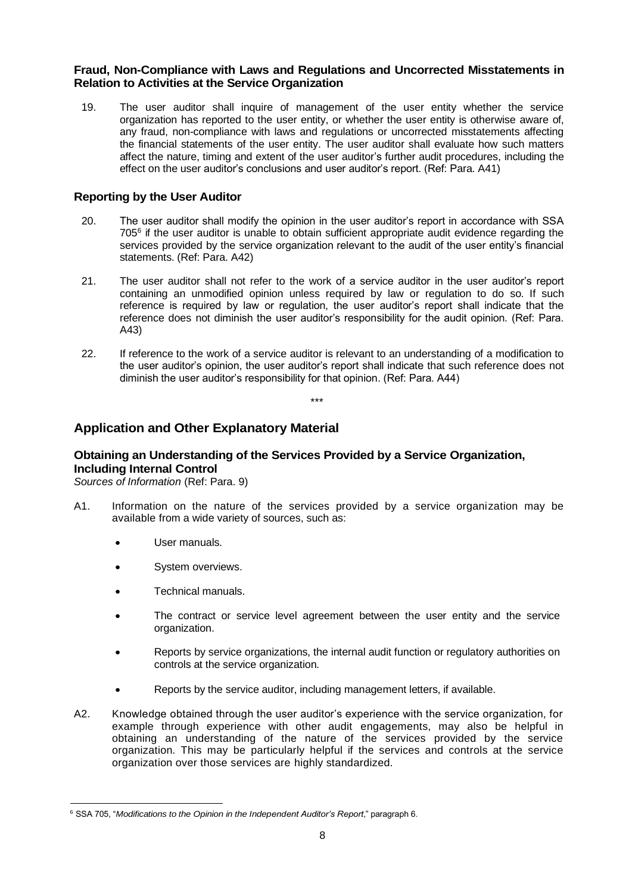### Fraud, Non-Compliance with Laws and Regulations and Uncorrected Misstatements in Relation to Activities at the Service Organization

19. The user auditor shall inquire of management of the user entity whether the service organization has reported to the user entity, or whether the user entity is otherwise aware of, any fraud, non-compliance with laws and regulations or uncorrected misstatements affecting the financial statements of the user entity. The user auditor shall evaluate how such matters affect the nature, timing and extent of the user auditor's further audit procedures, including the effect on the user auditor's conclusions and user auditor's report. (Ref: Para. A41)

### Reporting by the User Auditor

20. The user auditor shall modify the opinion in the user auditor's report in accordance with SSA 705[6] if the user auditor is unable to obtain sufficient appropriate audit evidence regarding the services provided by the service organization relevant to the audit of the user entity's financial statements. (Ref: Para. A42)

21. The user auditor shall not refer to the work of a service auditor in the user auditor's report containing an unmodified opinion unless required by law or regulation to do so. If such reference is required by law or regulation, the user auditor's report shall indicate that the reference does not diminish the user auditor's responsibility for the audit opinion. (Ref: Para. A43)

22. If reference to the work of a service auditor is relevant to an understanding of a modification to the user auditor's opinion, the user auditor's report shall indicate that such reference does not diminish the user auditor's responsibility for that opinion. (Ref: Para. A44)

\*\*\*

## Application and Other Explanatory Material

### Obtaining an Understanding of the Services Provided by a Service Organization, Including Internal Control

*Sources of Information* (Ref: Para. 9)

A1. Information on the nature of the services provided by a service organization may be available from a wide variety of sources, such as:

- User manuals.
- System overviews.
- Technical manuals.
- The contract or service level agreement between the user entity and the service organization.
- Reports by service organizations, the internal audit function or regulatory authorities on controls at the service organization.
- Reports by the service auditor, including management letters, if available.

A2. Knowledge obtained through the user auditor's experience with the service organization, for example through experience with other audit engagements, may also be helpful in obtaining an understanding of the nature of the services provided by the service organization. This may be particularly helpful if the services and controls at the service organization over those services are highly standardized.

[6] SSA 705, "*Modifications to the Opinion in the Independent Auditor's Report*," paragraph 6.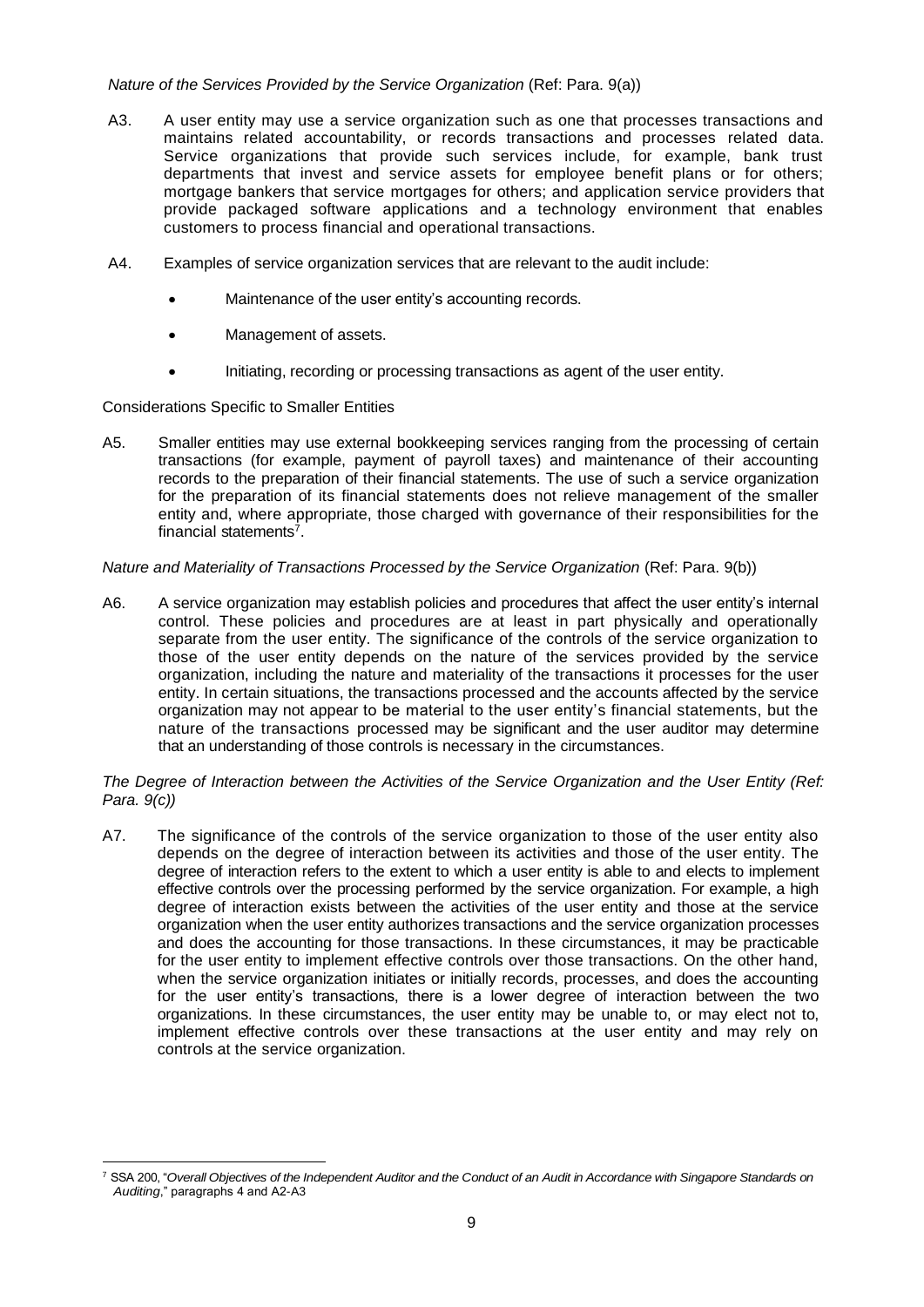*Nature of the Services Provided by the Service Organization* (Ref: Para. 9(a))

A3. A user entity may use a service organization such as one that processes transactions and maintains related accountability, or records transactions and processes related data. Service organizations that provide such services include, for example, bank trust departments that invest and service assets for employee benefit plans or for others; mortgage bankers that service mortgages for others; and application service providers that provide packaged software applications and a technology environment that enables customers to process financial and operational transactions.

A4. Examples of service organization services that are relevant to the audit include:

- Maintenance of the user entity's accounting records.
- Management of assets.
- Initiating, recording or processing transactions as agent of the user entity.

Considerations Specific to Smaller Entities

A5. Smaller entities may use external bookkeeping services ranging from the processing of certain transactions (for example, payment of payroll taxes) and maintenance of their accounting records to the preparation of their financial statements. The use of such a service organization for the preparation of its financial statements does not relieve management of the smaller entity and, where appropriate, those charged with governance of their responsibilities for the financial statements[7].

*Nature and Materiality of Transactions Processed by the Service Organization* (Ref: Para. 9(b))

A6. A service organization may establish policies and procedures that affect the user entity's internal control. These policies and procedures are at least in part physically and operationally separate from the user entity. The significance of the controls of the service organization to those of the user entity depends on the nature of the services provided by the service organization, including the nature and materiality of the transactions it processes for the user entity. In certain situations, the transactions processed and the accounts affected by the service organization may not appear to be material to the user entity's financial statements, but the nature of the transactions processed may be significant and the user auditor may determine that an understanding of those controls is necessary in the circumstances.

*The Degree of Interaction between the Activities of the Service Organization and the User Entity (Ref: Para. 9(c))*

A7. The significance of the controls of the service organization to those of the user entity also depends on the degree of interaction between its activities and those of the user entity. The degree of interaction refers to the extent to which a user entity is able to and elects to implement effective controls over the processing performed by the service organization. For example, a high degree of interaction exists between the activities of the user entity and those at the service organization when the user entity authorizes transactions and the service organization processes and does the accounting for those transactions. In these circumstances, it may be practicable for the user entity to implement effective controls over those transactions. On the other hand, when the service organization initiates or initially records, processes, and does the accounting for the user entity's transactions, there is a lower degree of interaction between the two organizations. In these circumstances, the user entity may be unable to, or may elect not to, implement effective controls over these transactions at the user entity and may rely on controls at the service organization.

[7] SSA 200, "*Overall Objectives of the Independent Auditor and the Conduct of an Audit in Accordance with Singapore Standards on Auditing*," paragraphs 4 and A2-A3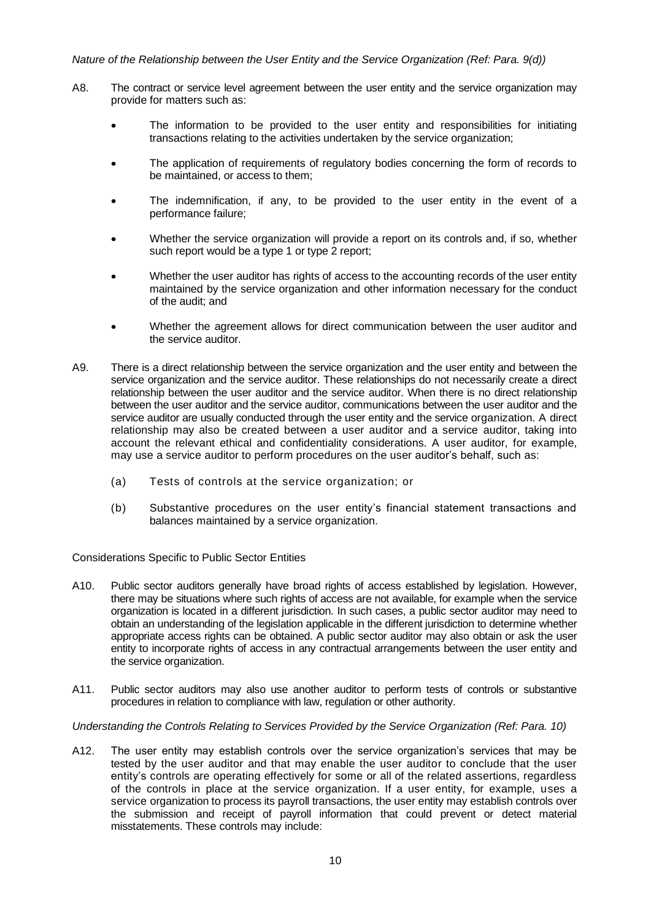*Nature of the Relationship between the User Entity and the Service Organization (Ref: Para. 9(d))*

A8. The contract or service level agreement between the user entity and the service organization may provide for matters such as:

- The information to be provided to the user entity and responsibilities for initiating transactions relating to the activities undertaken by the service organization;
- The application of requirements of regulatory bodies concerning the form of records to be maintained, or access to them;
- The indemnification, if any, to be provided to the user entity in the event of a performance failure;
- Whether the service organization will provide a report on its controls and, if so, whether such report would be a type 1 or type 2 report;
- Whether the user auditor has rights of access to the accounting records of the user entity maintained by the service organization and other information necessary for the conduct of the audit; and
- Whether the agreement allows for direct communication between the user auditor and the service auditor.

A9. There is a direct relationship between the service organization and the user entity and between the service organization and the service auditor. These relationships do not necessarily create a direct relationship between the user auditor and the service auditor. When there is no direct relationship between the user auditor and the service auditor, communications between the user auditor and the service auditor are usually conducted through the user entity and the service organization. A direct relationship may also be created between a user auditor and a service auditor, taking into account the relevant ethical and confidentiality considerations. A user auditor, for example, may use a service auditor to perform procedures on the user auditor's behalf, such as:

(a) Tests of controls at the service organization; or

(b) Substantive procedures on the user entity's financial statement transactions and balances maintained by a service organization.

Considerations Specific to Public Sector Entities

A10. Public sector auditors generally have broad rights of access established by legislation. However, there may be situations where such rights of access are not available, for example when the service organization is located in a different jurisdiction. In such cases, a public sector auditor may need to obtain an understanding of the legislation applicable in the different jurisdiction to determine whether appropriate access rights can be obtained. A public sector auditor may also obtain or ask the user entity to incorporate rights of access in any contractual arrangements between the user entity and the service organization.

A11. Public sector auditors may also use another auditor to perform tests of controls or substantive procedures in relation to compliance with law, regulation or other authority.

*Understanding the Controls Relating to Services Provided by the Service Organization (Ref: Para. 10)*

A12. The user entity may establish controls over the service organization's services that may be tested by the user auditor and that may enable the user auditor to conclude that the user entity's controls are operating effectively for some or all of the related assertions, regardless of the controls in place at the service organization. If a user entity, for example, uses a service organization to process its payroll transactions, the user entity may establish controls over the submission and receipt of payroll information that could prevent or detect material misstatements. These controls may include: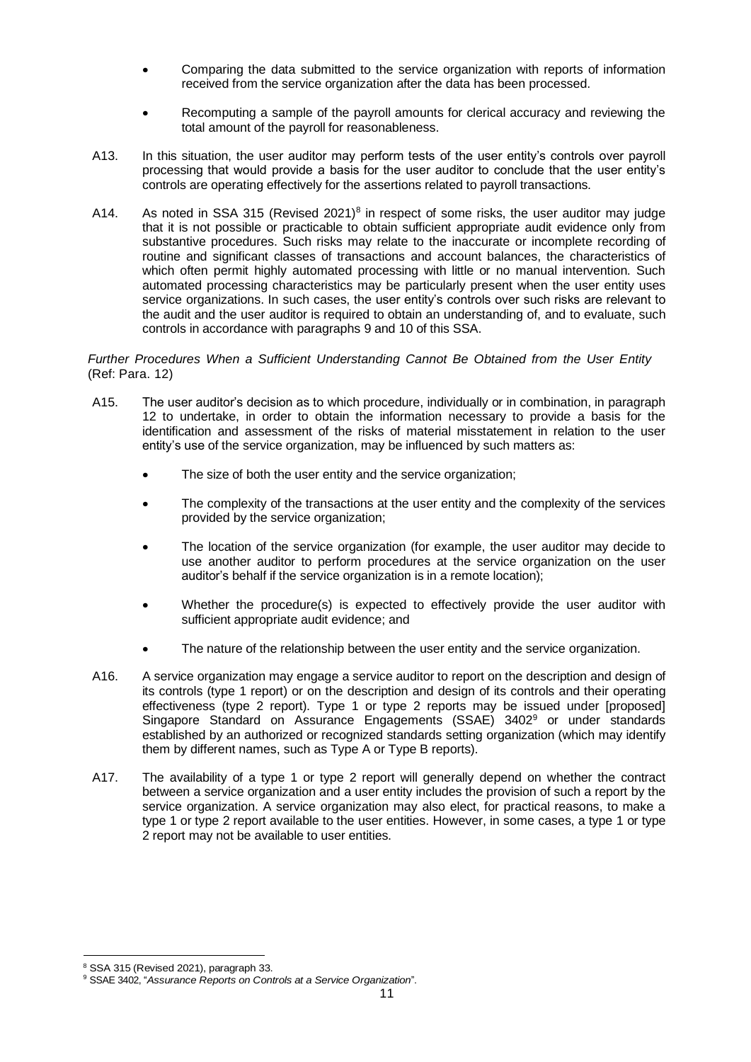- Comparing the data submitted to the service organization with reports of information received from the service organization after the data has been processed.

- Recomputing a sample of the payroll amounts for clerical accuracy and reviewing the total amount of the payroll for reasonableness.

A13. In this situation, the user auditor may perform tests of the user entity's controls over payroll processing that would provide a basis for the user auditor to conclude that the user entity's controls are operating effectively for the assertions related to payroll transactions.

A14. As noted in SSA 315 (Revised 2021)[8] in respect of some risks, the user auditor may judge that it is not possible or practicable to obtain sufficient appropriate audit evidence only from substantive procedures. Such risks may relate to the inaccurate or incomplete recording of routine and significant classes of transactions and account balances, the characteristics of which often permit highly automated processing with little or no manual intervention. Such automated processing characteristics may be particularly present when the user entity uses service organizations. In such cases, the user entity's controls over such risks are relevant to the audit and the user auditor is required to obtain an understanding of, and to evaluate, such controls in accordance with paragraphs 9 and 10 of this SSA.

*Further Procedures When a Sufficient Understanding Cannot Be Obtained from the User Entity* (Ref: Para. 12)

A15. The user auditor's decision as to which procedure, individually or in combination, in paragraph 12 to undertake, in order to obtain the information necessary to provide a basis for the identification and assessment of the risks of material misstatement in relation to the user entity's use of the service organization, may be influenced by such matters as:

- The size of both the user entity and the service organization;

- The complexity of the transactions at the user entity and the complexity of the services provided by the service organization;

- The location of the service organization (for example, the user auditor may decide to use another auditor to perform procedures at the service organization on the user auditor's behalf if the service organization is in a remote location);

- Whether the procedure(s) is expected to effectively provide the user auditor with sufficient appropriate audit evidence; and

- The nature of the relationship between the user entity and the service organization.

A16. A service organization may engage a service auditor to report on the description and design of its controls (type 1 report) or on the description and design of its controls and their operating effectiveness (type 2 report). Type 1 or type 2 reports may be issued under [proposed] Singapore Standard on Assurance Engagements (SSAE) 3402[9] or under standards established by an authorized or recognized standards setting organization (which may identify them by different names, such as Type A or Type B reports).

A17. The availability of a type 1 or type 2 report will generally depend on whether the contract between a service organization and a user entity includes the provision of such a report by the service organization. A service organization may also elect, for practical reasons, to make a type 1 or type 2 report available to the user entities. However, in some cases, a type 1 or type 2 report may not be available to user entities.

---

[8] SSA 315 (Revised 2021), paragraph 33.

[9] SSAE 3402, "*Assurance Reports on Controls at a Service Organization*".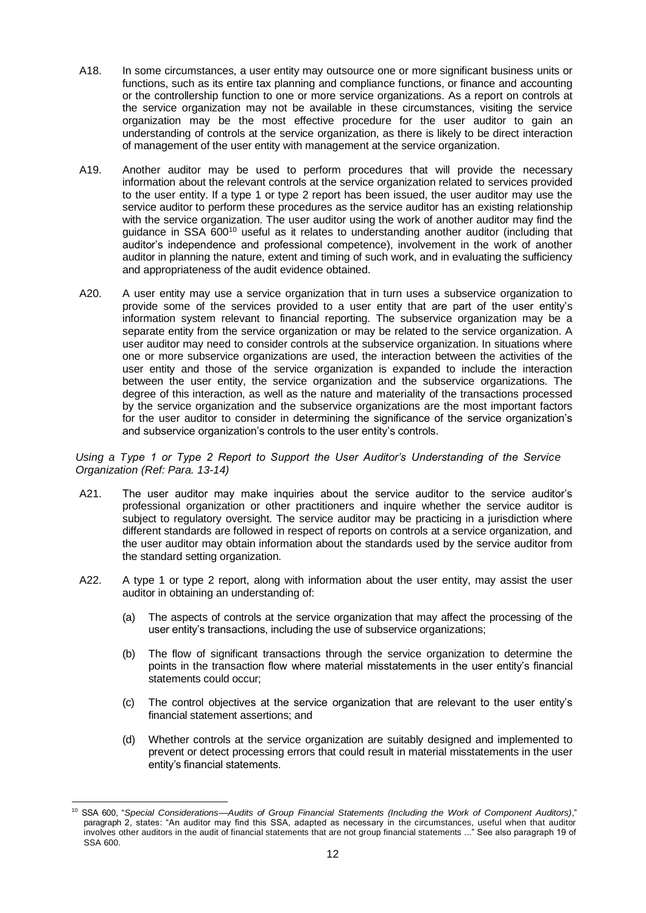A18. In some circumstances, a user entity may outsource one or more significant business units or functions, such as its entire tax planning and compliance functions, or finance and accounting or the controllership function to one or more service organizations. As a report on controls at the service organization may not be available in these circumstances, visiting the service organization may be the most effective procedure for the user auditor to gain an understanding of controls at the service organization, as there is likely to be direct interaction of management of the user entity with management at the service organization.

A19. Another auditor may be used to perform procedures that will provide the necessary information about the relevant controls at the service organization related to services provided to the user entity. If a type 1 or type 2 report has been issued, the user auditor may use the service auditor to perform these procedures as the service auditor has an existing relationship with the service organization. The user auditor using the work of another auditor may find the guidance in SSA 600[10] useful as it relates to understanding another auditor (including that auditor's independence and professional competence), involvement in the work of another auditor in planning the nature, extent and timing of such work, and in evaluating the sufficiency and appropriateness of the audit evidence obtained.

A20. A user entity may use a service organization that in turn uses a subservice organization to provide some of the services provided to a user entity that are part of the user entity's information system relevant to financial reporting. The subservice organization may be a separate entity from the service organization or may be related to the service organization. A user auditor may need to consider controls at the subservice organization. In situations where one or more subservice organizations are used, the interaction between the activities of the user entity and those of the service organization is expanded to include the interaction between the user entity, the service organization and the subservice organizations. The degree of this interaction, as well as the nature and materiality of the transactions processed by the service organization and the subservice organizations are the most important factors for the user auditor to consider in determining the significance of the service organization's and subservice organization's controls to the user entity's controls.

*Using a Type 1 or Type 2 Report to Support the User Auditor's Understanding of the Service Organization (Ref: Para. 13-14)*

A21. The user auditor may make inquiries about the service auditor to the service auditor's professional organization or other practitioners and inquire whether the service auditor is subject to regulatory oversight. The service auditor may be practicing in a jurisdiction where different standards are followed in respect of reports on controls at a service organization, and the user auditor may obtain information about the standards used by the service auditor from the standard setting organization.

A22. A type 1 or type 2 report, along with information about the user entity, may assist the user auditor in obtaining an understanding of:

(a) The aspects of controls at the service organization that may affect the processing of the user entity's transactions, including the use of subservice organizations;

(b) The flow of significant transactions through the service organization to determine the points in the transaction flow where material misstatements in the user entity's financial statements could occur;

(c) The control objectives at the service organization that are relevant to the user entity's financial statement assertions; and

(d) Whether controls at the service organization are suitably designed and implemented to prevent or detect processing errors that could result in material misstatements in the user entity's financial statements.

---

[10] SSA 600, "*Special Considerations—Audits of Group Financial Statements (Including the Work of Component Auditors)*," paragraph 2, states: "An auditor may find this SSA, adapted as necessary in the circumstances, useful when that auditor involves other auditors in the audit of financial statements that are not group financial statements ..." See also paragraph 19 of SSA 600.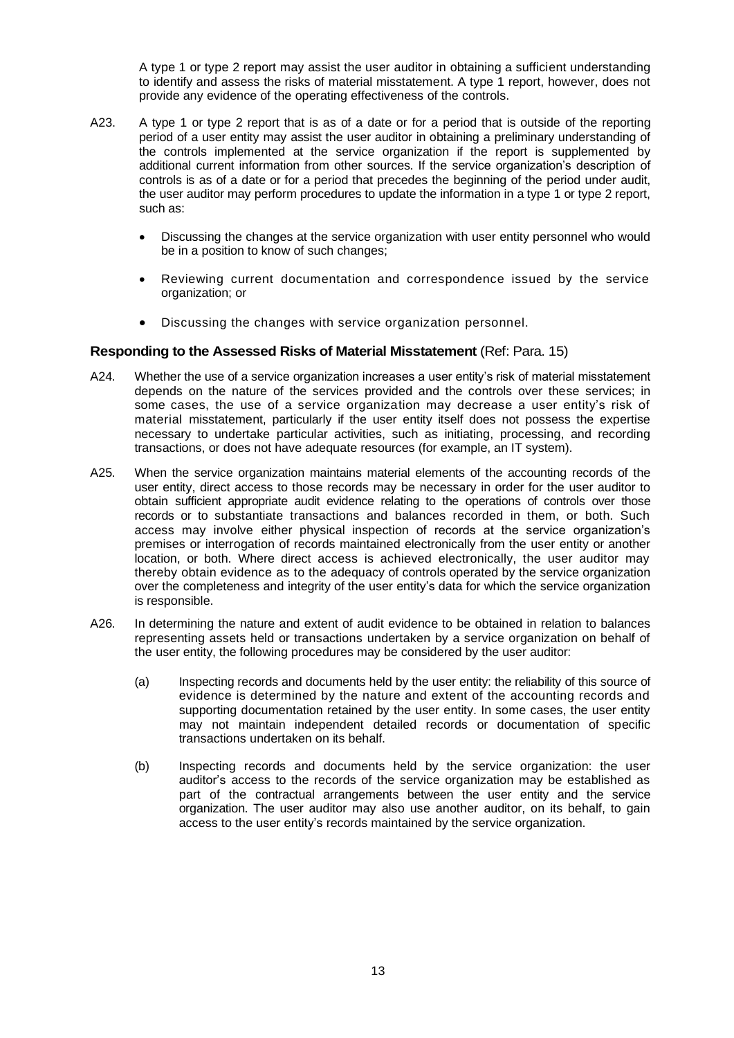A type 1 or type 2 report may assist the user auditor in obtaining a sufficient understanding to identify and assess the risks of material misstatement. A type 1 report, however, does not provide any evidence of the operating effectiveness of the controls.

A23. A type 1 or type 2 report that is as of a date or for a period that is outside of the reporting period of a user entity may assist the user auditor in obtaining a preliminary understanding of the controls implemented at the service organization if the report is supplemented by additional current information from other sources. If the service organization's description of controls is as of a date or for a period that precedes the beginning of the period under audit, the user auditor may perform procedures to update the information in a type 1 or type 2 report, such as:

- Discussing the changes at the service organization with user entity personnel who would be in a position to know of such changes;
- Reviewing current documentation and correspondence issued by the service organization; or
- Discussing the changes with service organization personnel.

### Responding to the Assessed Risks of Material Misstatement (Ref: Para. 15)

A24. Whether the use of a service organization increases a user entity's risk of material misstatement depends on the nature of the services provided and the controls over these services; in some cases, the use of a service organization may decrease a user entity's risk of material misstatement, particularly if the user entity itself does not possess the expertise necessary to undertake particular activities, such as initiating, processing, and recording transactions, or does not have adequate resources (for example, an IT system).

A25. When the service organization maintains material elements of the accounting records of the user entity, direct access to those records may be necessary in order for the user auditor to obtain sufficient appropriate audit evidence relating to the operations of controls over those records or to substantiate transactions and balances recorded in them, or both. Such access may involve either physical inspection of records at the service organization's premises or interrogation of records maintained electronically from the user entity or another location, or both. Where direct access is achieved electronically, the user auditor may thereby obtain evidence as to the adequacy of controls operated by the service organization over the completeness and integrity of the user entity's data for which the service organization is responsible.

A26. In determining the nature and extent of audit evidence to be obtained in relation to balances representing assets held or transactions undertaken by a service organization on behalf of the user entity, the following procedures may be considered by the user auditor:

(a) Inspecting records and documents held by the user entity: the reliability of this source of evidence is determined by the nature and extent of the accounting records and supporting documentation retained by the user entity. In some cases, the user entity may not maintain independent detailed records or documentation of specific transactions undertaken on its behalf.

(b) Inspecting records and documents held by the service organization: the user auditor's access to the records of the service organization may be established as part of the contractual arrangements between the user entity and the service organization. The user auditor may also use another auditor, on its behalf, to gain access to the user entity's records maintained by the service organization.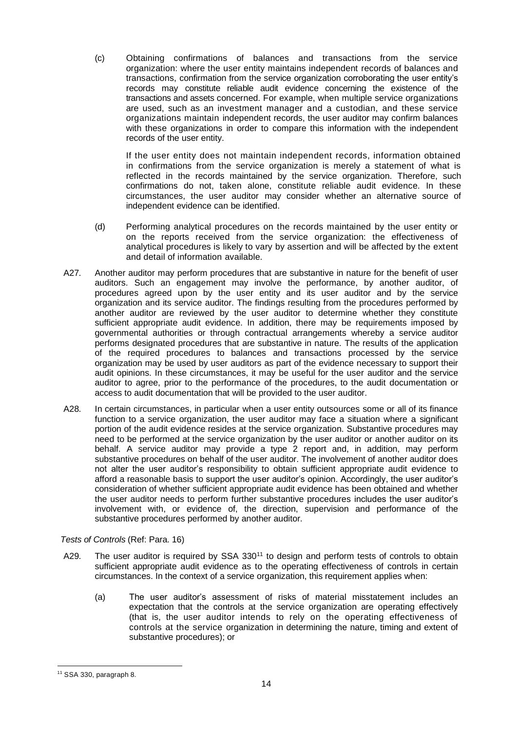(c) Obtaining confirmations of balances and transactions from the service organization: where the user entity maintains independent records of balances and transactions, confirmation from the service organization corroborating the user entity's records may constitute reliable audit evidence concerning the existence of the transactions and assets concerned. For example, when multiple service organizations are used, such as an investment manager and a custodian, and these service organizations maintain independent records, the user auditor may confirm balances with these organizations in order to compare this information with the independent records of the user entity.

If the user entity does not maintain independent records, information obtained in confirmations from the service organization is merely a statement of what is reflected in the records maintained by the service organization. Therefore, such confirmations do not, taken alone, constitute reliable audit evidence. In these circumstances, the user auditor may consider whether an alternative source of independent evidence can be identified.

(d) Performing analytical procedures on the records maintained by the user entity or on the reports received from the service organization: the effectiveness of analytical procedures is likely to vary by assertion and will be affected by the extent and detail of information available.

A27. Another auditor may perform procedures that are substantive in nature for the benefit of user auditors. Such an engagement may involve the performance, by another auditor, of procedures agreed upon by the user entity and its user auditor and by the service organization and its service auditor. The findings resulting from the procedures performed by another auditor are reviewed by the user auditor to determine whether they constitute sufficient appropriate audit evidence. In addition, there may be requirements imposed by governmental authorities or through contractual arrangements whereby a service auditor performs designated procedures that are substantive in nature. The results of the application of the required procedures to balances and transactions processed by the service organization may be used by user auditors as part of the evidence necessary to support their audit opinions. In these circumstances, it may be useful for the user auditor and the service auditor to agree, prior to the performance of the procedures, to the audit documentation or access to audit documentation that will be provided to the user auditor.

A28. In certain circumstances, in particular when a user entity outsources some or all of its finance function to a service organization, the user auditor may face a situation where a significant portion of the audit evidence resides at the service organization. Substantive procedures may need to be performed at the service organization by the user auditor or another auditor on its behalf. A service auditor may provide a type 2 report and, in addition, may perform substantive procedures on behalf of the user auditor. The involvement of another auditor does not alter the user auditor's responsibility to obtain sufficient appropriate audit evidence to afford a reasonable basis to support the user auditor's opinion. Accordingly, the user auditor's consideration of whether sufficient appropriate audit evidence has been obtained and whether the user auditor needs to perform further substantive procedures includes the user auditor's involvement with, or evidence of, the direction, supervision and performance of the substantive procedures performed by another auditor.

*Tests of Controls* (Ref: Para. 16)

A29. The user auditor is required by SSA 330[11] to design and perform tests of controls to obtain sufficient appropriate audit evidence as to the operating effectiveness of controls in certain circumstances. In the context of a service organization, this requirement applies when:

(a) The user auditor's assessment of risks of material misstatement includes an expectation that the controls at the service organization are operating effectively (that is, the user auditor intends to rely on the operating effectiveness of controls at the service organization in determining the nature, timing and extent of substantive procedures); or

[11] SSA 330, paragraph 8.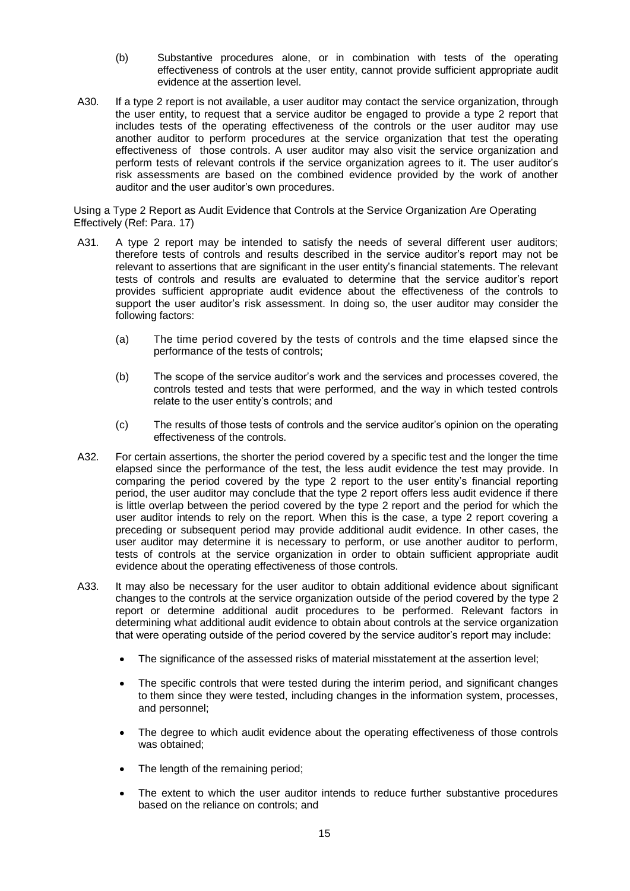(b) Substantive procedures alone, or in combination with tests of the operating effectiveness of controls at the user entity, cannot provide sufficient appropriate audit evidence at the assertion level.

A30. If a type 2 report is not available, a user auditor may contact the service organization, through the user entity, to request that a service auditor be engaged to provide a type 2 report that includes tests of the operating effectiveness of the controls or the user auditor may use another auditor to perform procedures at the service organization that test the operating effectiveness of those controls. A user auditor may also visit the service organization and perform tests of relevant controls if the service organization agrees to it. The user auditor's risk assessments are based on the combined evidence provided by the work of another auditor and the user auditor's own procedures.

Using a Type 2 Report as Audit Evidence that Controls at the Service Organization Are Operating Effectively (Ref: Para. 17)

A31. A type 2 report may be intended to satisfy the needs of several different user auditors; therefore tests of controls and results described in the service auditor's report may not be relevant to assertions that are significant in the user entity's financial statements. The relevant tests of controls and results are evaluated to determine that the service auditor's report provides sufficient appropriate audit evidence about the effectiveness of the controls to support the user auditor's risk assessment. In doing so, the user auditor may consider the following factors:

(a) The time period covered by the tests of controls and the time elapsed since the performance of the tests of controls;

(b) The scope of the service auditor's work and the services and processes covered, the controls tested and tests that were performed, and the way in which tested controls relate to the user entity's controls; and

(c) The results of those tests of controls and the service auditor's opinion on the operating effectiveness of the controls.

A32. For certain assertions, the shorter the period covered by a specific test and the longer the time elapsed since the performance of the test, the less audit evidence the test may provide. In comparing the period covered by the type 2 report to the user entity's financial reporting period, the user auditor may conclude that the type 2 report offers less audit evidence if there is little overlap between the period covered by the type 2 report and the period for which the user auditor intends to rely on the report. When this is the case, a type 2 report covering a preceding or subsequent period may provide additional audit evidence. In other cases, the user auditor may determine it is necessary to perform, or use another auditor to perform, tests of controls at the service organization in order to obtain sufficient appropriate audit evidence about the operating effectiveness of those controls.

A33. It may also be necessary for the user auditor to obtain additional evidence about significant changes to the controls at the service organization outside of the period covered by the type 2 report or determine additional audit procedures to be performed. Relevant factors in determining what additional audit evidence to obtain about controls at the service organization that were operating outside of the period covered by the service auditor's report may include:

- The significance of the assessed risks of material misstatement at the assertion level;
- The specific controls that were tested during the interim period, and significant changes to them since they were tested, including changes in the information system, processes, and personnel;
- The degree to which audit evidence about the operating effectiveness of those controls was obtained;
- The length of the remaining period;
- The extent to which the user auditor intends to reduce further substantive procedures based on the reliance on controls; and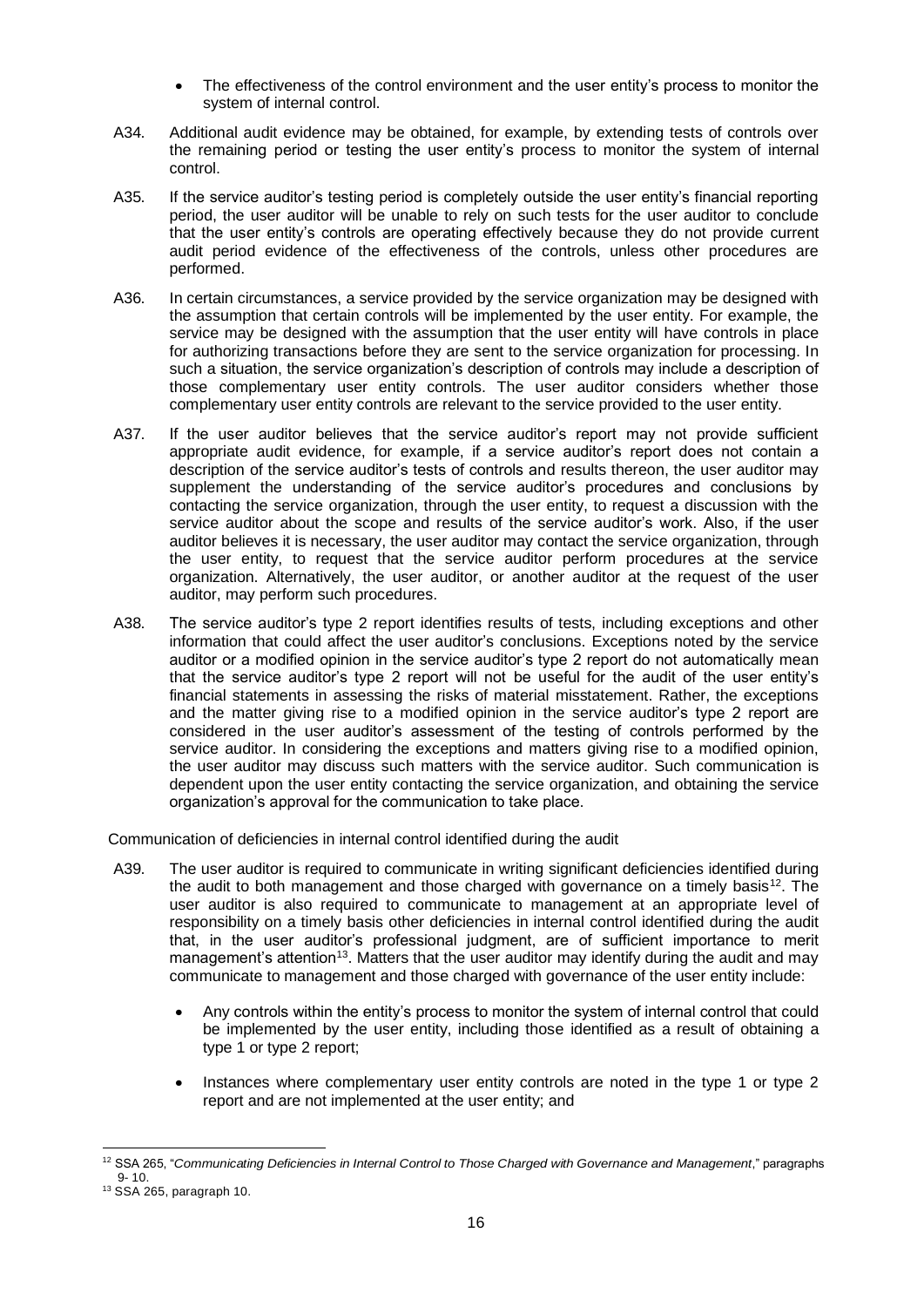- The effectiveness of the control environment and the user entity's process to monitor the system of internal control.

A34. Additional audit evidence may be obtained, for example, by extending tests of controls over the remaining period or testing the user entity's process to monitor the system of internal control.

A35. If the service auditor's testing period is completely outside the user entity's financial reporting period, the user auditor will be unable to rely on such tests for the user auditor to conclude that the user entity's controls are operating effectively because they do not provide current audit period evidence of the effectiveness of the controls, unless other procedures are performed.

A36. In certain circumstances, a service provided by the service organization may be designed with the assumption that certain controls will be implemented by the user entity. For example, the service may be designed with the assumption that the user entity will have controls in place for authorizing transactions before they are sent to the service organization for processing. In such a situation, the service organization's description of controls may include a description of those complementary user entity controls. The user auditor considers whether those complementary user entity controls are relevant to the service provided to the user entity.

A37. If the user auditor believes that the service auditor's report may not provide sufficient appropriate audit evidence, for example, if a service auditor's report does not contain a description of the service auditor's tests of controls and results thereon, the user auditor may supplement the understanding of the service auditor's procedures and conclusions by contacting the service organization, through the user entity, to request a discussion with the service auditor about the scope and results of the service auditor's work. Also, if the user auditor believes it is necessary, the user auditor may contact the service organization, through the user entity, to request that the service auditor perform procedures at the service organization. Alternatively, the user auditor, or another auditor at the request of the user auditor, may perform such procedures.

A38. The service auditor's type 2 report identifies results of tests, including exceptions and other information that could affect the user auditor's conclusions. Exceptions noted by the service auditor or a modified opinion in the service auditor's type 2 report do not automatically mean that the service auditor's type 2 report will not be useful for the audit of the user entity's financial statements in assessing the risks of material misstatement. Rather, the exceptions and the matter giving rise to a modified opinion in the service auditor's type 2 report are considered in the user auditor's assessment of the testing of controls performed by the service auditor. In considering the exceptions and matters giving rise to a modified opinion, the user auditor may discuss such matters with the service auditor. Such communication is dependent upon the user entity contacting the service organization, and obtaining the service organization's approval for the communication to take place.

Communication of deficiencies in internal control identified during the audit

A39. The user auditor is required to communicate in writing significant deficiencies identified during the audit to both management and those charged with governance on a timely basis[12]. The user auditor is also required to communicate to management at an appropriate level of responsibility on a timely basis other deficiencies in internal control identified during the audit that, in the user auditor's professional judgment, are of sufficient importance to merit management's attention[13]. Matters that the user auditor may identify during the audit and may communicate to management and those charged with governance of the user entity include:

- Any controls within the entity's process to monitor the system of internal control that could be implemented by the user entity, including those identified as a result of obtaining a type 1 or type 2 report;

- Instances where complementary user entity controls are noted in the type 1 or type 2 report and are not implemented at the user entity; and

[12] SSA 265, "*Communicating Deficiencies in Internal Control to Those Charged with Governance and Management*," paragraphs 9- 10.

[13] SSA 265, paragraph 10.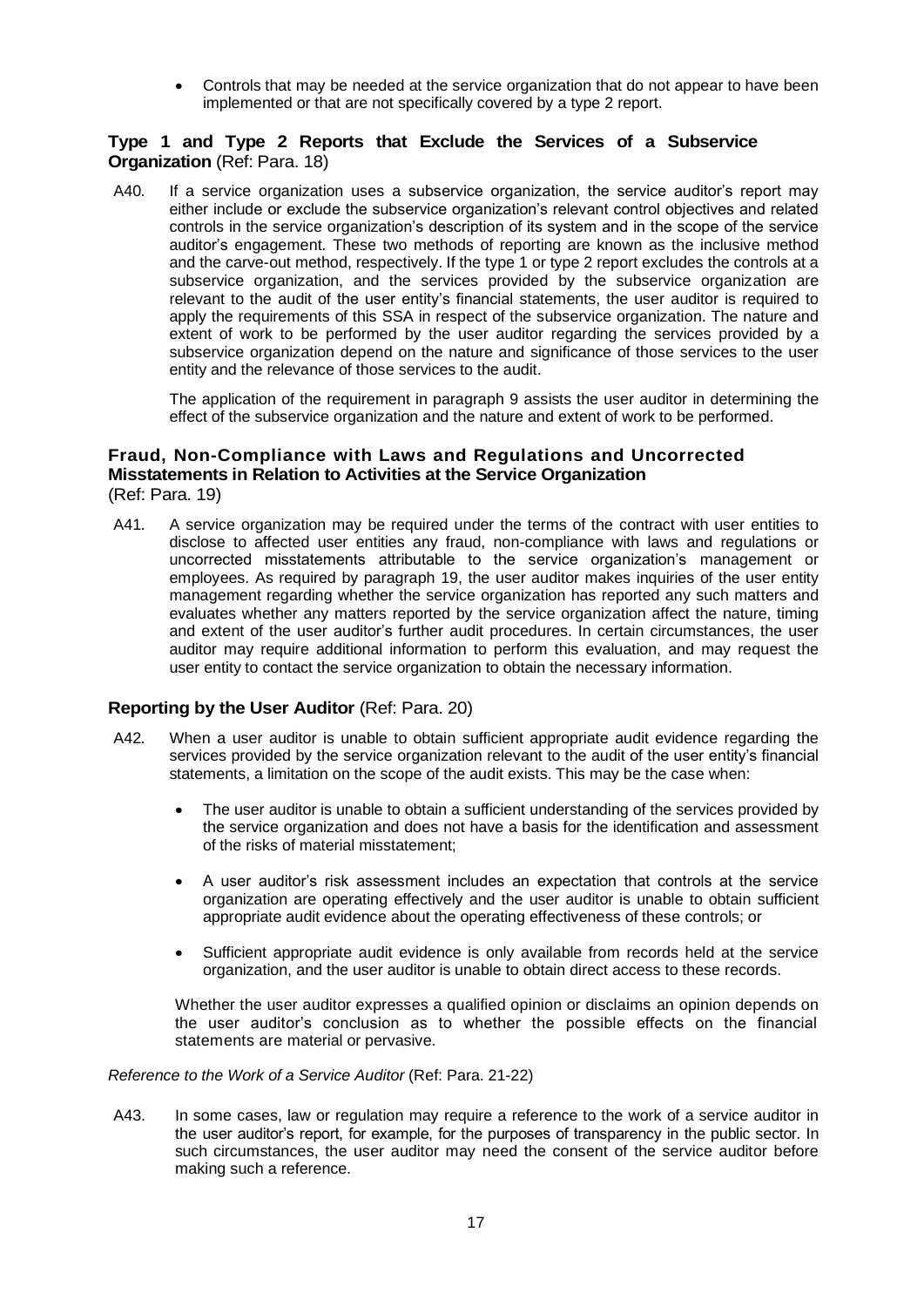- Controls that may be needed at the service organization that do not appear to have been implemented or that are not specifically covered by a type 2 report.

### Type 1 and Type 2 Reports that Exclude the Services of a Subservice Organization (Ref: Para. 18)

A40. If a service organization uses a subservice organization, the service auditor's report may either include or exclude the subservice organization's relevant control objectives and related controls in the service organization's description of its system and in the scope of the service auditor's engagement. These two methods of reporting are known as the inclusive method and the carve-out method, respectively. If the type 1 or type 2 report excludes the controls at a subservice organization, and the services provided by the subservice organization are relevant to the audit of the user entity's financial statements, the user auditor is required to apply the requirements of this SSA in respect of the subservice organization. The nature and extent of work to be performed by the user auditor regarding the services provided by a subservice organization depend on the nature and significance of those services to the user entity and the relevance of those services to the audit.

The application of the requirement in paragraph 9 assists the user auditor in determining the effect of the subservice organization and the nature and extent of work to be performed.

### Fraud, Non-Compliance with Laws and Regulations and Uncorrected Misstatements in Relation to Activities at the Service Organization (Ref: Para. 19)

A41. A service organization may be required under the terms of the contract with user entities to disclose to affected user entities any fraud, non-compliance with laws and regulations or uncorrected misstatements attributable to the service organization's management or employees. As required by paragraph 19, the user auditor makes inquiries of the user entity management regarding whether the service organization has reported any such matters and evaluates whether any matters reported by the service organization affect the nature, timing and extent of the user auditor's further audit procedures. In certain circumstances, the user auditor may require additional information to perform this evaluation, and may request the user entity to contact the service organization to obtain the necessary information.

### Reporting by the User Auditor (Ref: Para. 20)

A42. When a user auditor is unable to obtain sufficient appropriate audit evidence regarding the services provided by the service organization relevant to the audit of the user entity's financial statements, a limitation on the scope of the audit exists. This may be the case when:

- The user auditor is unable to obtain a sufficient understanding of the services provided by the service organization and does not have a basis for the identification and assessment of the risks of material misstatement;
- A user auditor's risk assessment includes an expectation that controls at the service organization are operating effectively and the user auditor is unable to obtain sufficient appropriate audit evidence about the operating effectiveness of these controls; or
- Sufficient appropriate audit evidence is only available from records held at the service organization, and the user auditor is unable to obtain direct access to these records.

Whether the user auditor expresses a qualified opinion or disclaims an opinion depends on the user auditor's conclusion as to whether the possible effects on the financial statements are material or pervasive.

*Reference to the Work of a Service Auditor* (Ref: Para. 21-22)

A43. In some cases, law or regulation may require a reference to the work of a service auditor in the user auditor's report, for example, for the purposes of transparency in the public sector. In such circumstances, the user auditor may need the consent of the service auditor before making such a reference.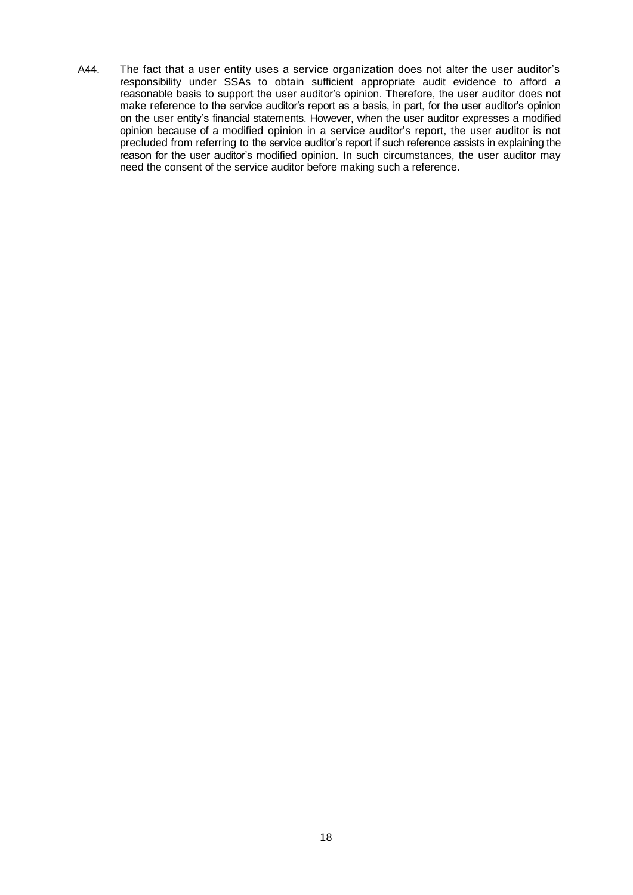A44. The fact that a user entity uses a service organization does not alter the user auditor's responsibility under SSAs to obtain sufficient appropriate audit evidence to afford a reasonable basis to support the user auditor's opinion. Therefore, the user auditor does not make reference to the service auditor's report as a basis, in part, for the user auditor's opinion on the user entity's financial statements. However, when the user auditor expresses a modified opinion because of a modified opinion in a service auditor's report, the user auditor is not precluded from referring to the service auditor's report if such reference assists in explaining the reason for the user auditor's modified opinion. In such circumstances, the user auditor may need the consent of the service auditor before making such a reference.